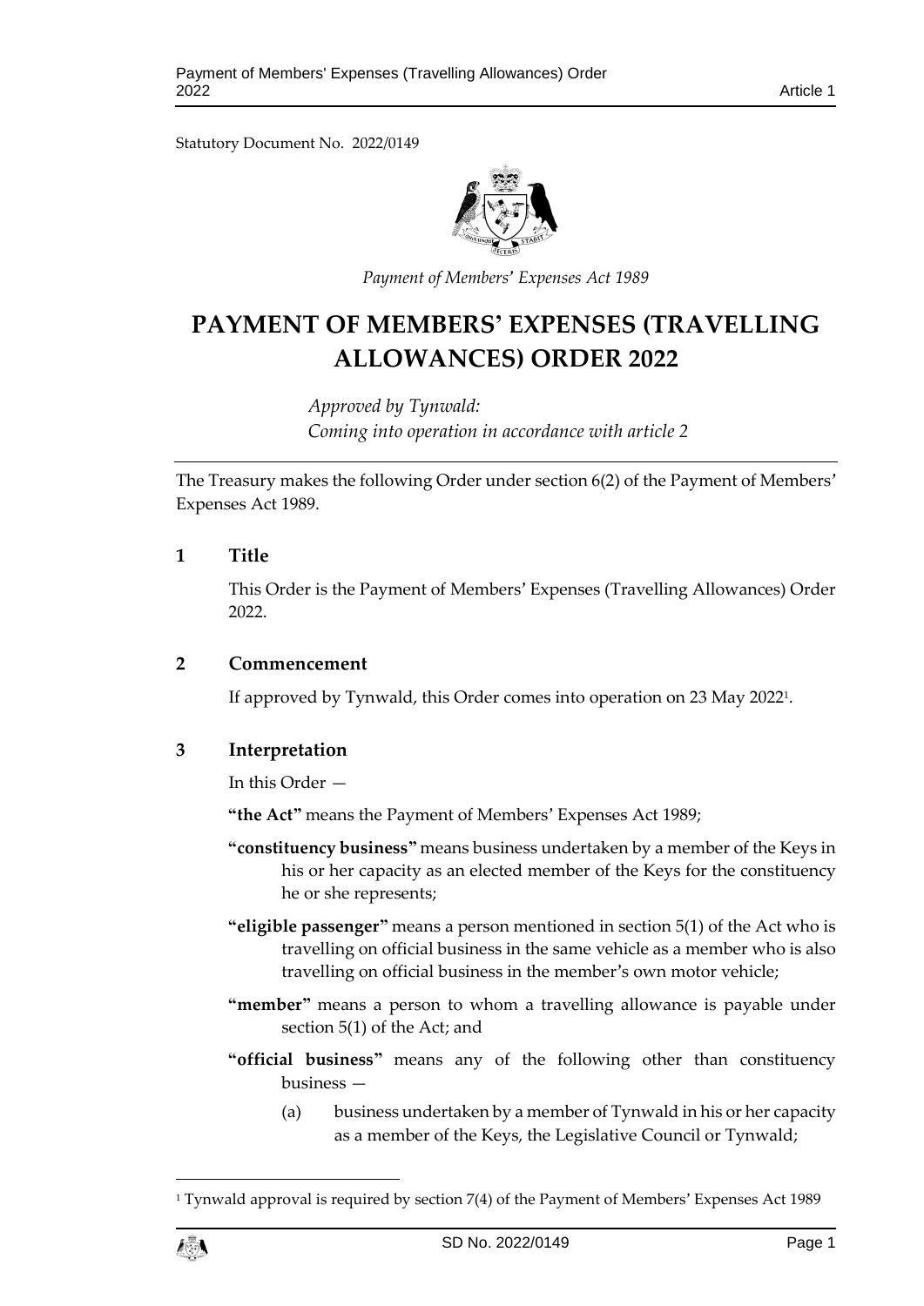Statutory Document No. 2022/0149

*Payment of Members' Expenses Act 1989*

# PAYMENT OF MEMBERS' EXPENSES (TRAVELLING ALLOWANCES) ORDER 2022

*Approved by Tynwald:*
*Coming into operation in accordance with article 2*

The Treasury makes the following Order under section 6(2) of the Payment of Members' Expenses Act 1989.

## 1 Title

This Order is the Payment of Members' Expenses (Travelling Allowances) Order 2022.

## 2 Commencement

If approved by Tynwald, this Order comes into operation on 23 May 2022[1].

## 3 Interpretation

In this Order —

**"the Act"** means the Payment of Members' Expenses Act 1989;

**"constituency business"** means business undertaken by a member of the Keys in his or her capacity as an elected member of the Keys for the constituency he or she represents;

**"eligible passenger"** means a person mentioned in section 5(1) of the Act who is travelling on official business in the same vehicle as a member who is also travelling on official business in the member's own motor vehicle;

**"member"** means a person to whom a travelling allowance is payable under section 5(1) of the Act; and

**"official business"** means any of the following other than constituency business —

(a) business undertaken by a member of Tynwald in his or her capacity as a member of the Keys, the Legislative Council or Tynwald;

[1] Tynwald approval is required by section 7(4) of the Payment of Members' Expenses Act 1989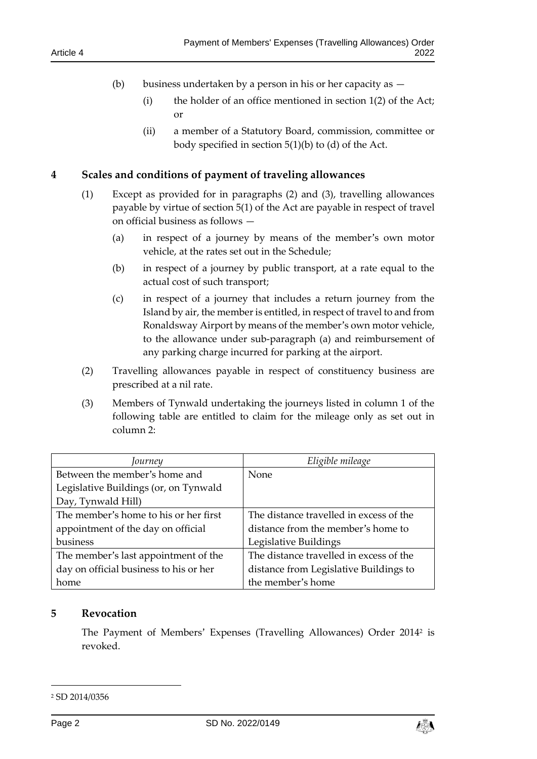(b) business undertaken by a person in his or her capacity as —

   (i) the holder of an office mentioned in section 1(2) of the Act; or

   (ii) a member of a Statutory Board, commission, committee or body specified in section 5(1)(b) to (d) of the Act.

## 4 Scales and conditions of payment of traveling allowances

(1) Except as provided for in paragraphs (2) and (3), travelling allowances payable by virtue of section 5(1) of the Act are payable in respect of travel on official business as follows —

   (a) in respect of a journey by means of the member's own motor vehicle, at the rates set out in the Schedule;

   (b) in respect of a journey by public transport, at a rate equal to the actual cost of such transport;

   (c) in respect of a journey that includes a return journey from the Island by air, the member is entitled, in respect of travel to and from Ronaldsway Airport by means of the member's own motor vehicle, to the allowance under sub-paragraph (a) and reimbursement of any parking charge incurred for parking at the airport.

(2) Travelling allowances payable in respect of constituency business are prescribed at a nil rate.

(3) Members of Tynwald undertaking the journeys listed in column 1 of the following table are entitled to claim for the mileage only as set out in column 2:

| *Journey* | *Eligible mileage* |
|---|---|
| Between the member's home and Legislative Buildings (or, on Tynwald Day, Tynwald Hill) | None |
| The member's home to his or her first appointment of the day on official business | The distance travelled in excess of the distance from the member's home to Legislative Buildings |
| The member's last appointment of the day on official business to his or her home | The distance travelled in excess of the distance from Legislative Buildings to the member's home |

## 5 Revocation

The Payment of Members' Expenses (Travelling Allowances) Order 2014[2] is revoked.

---

[2] SD 2014/0356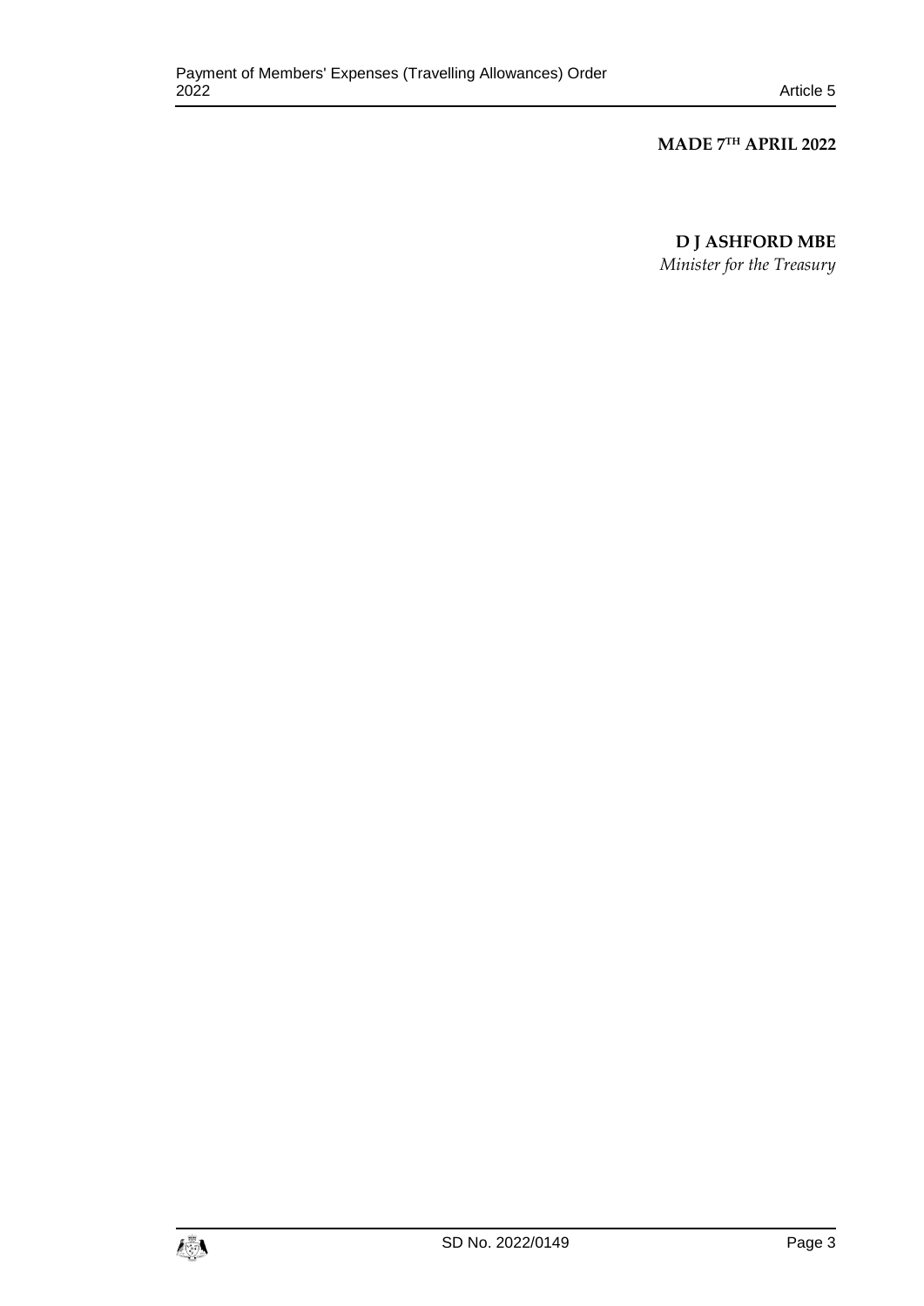**MADE 7TH APRIL 2022**

**D J ASHFORD MBE**

*Minister for the Treasury*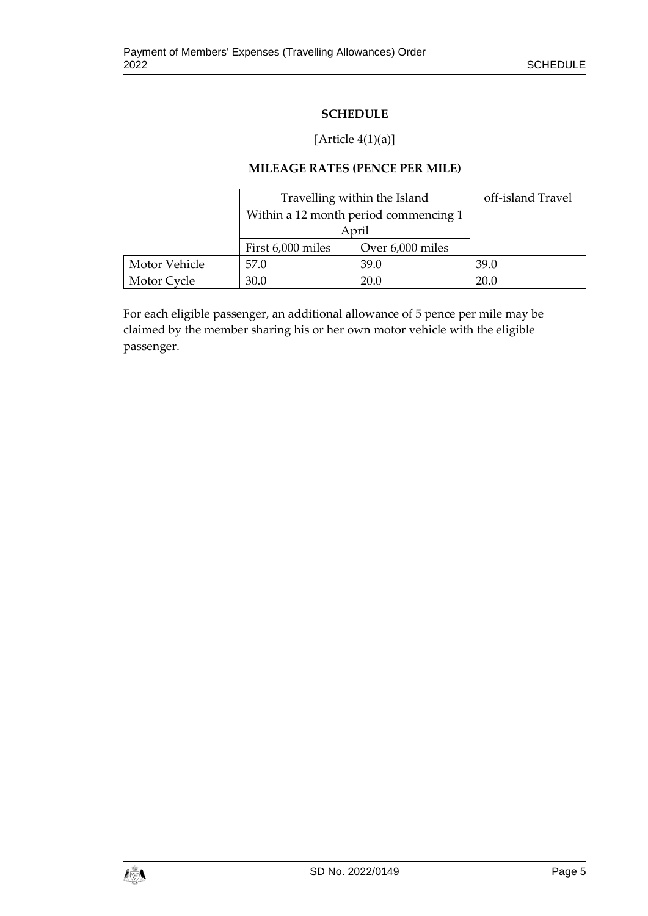## SCHEDULE

[Article 4(1)(a)]

### MILEAGE RATES (PENCE PER MILE)

| | Travelling within the Island | | off-island Travel |
|---|---|---|---|
| | Within a 12 month period commencing 1 April | | |
| | First 6,000 miles | Over 6,000 miles | |
| Motor Vehicle | 57.0 | 39.0 | 39.0 |
| Motor Cycle | 30.0 | 20.0 | 20.0 |

For each eligible passenger, an additional allowance of 5 pence per mile may be claimed by the member sharing his or her own motor vehicle with the eligible passenger.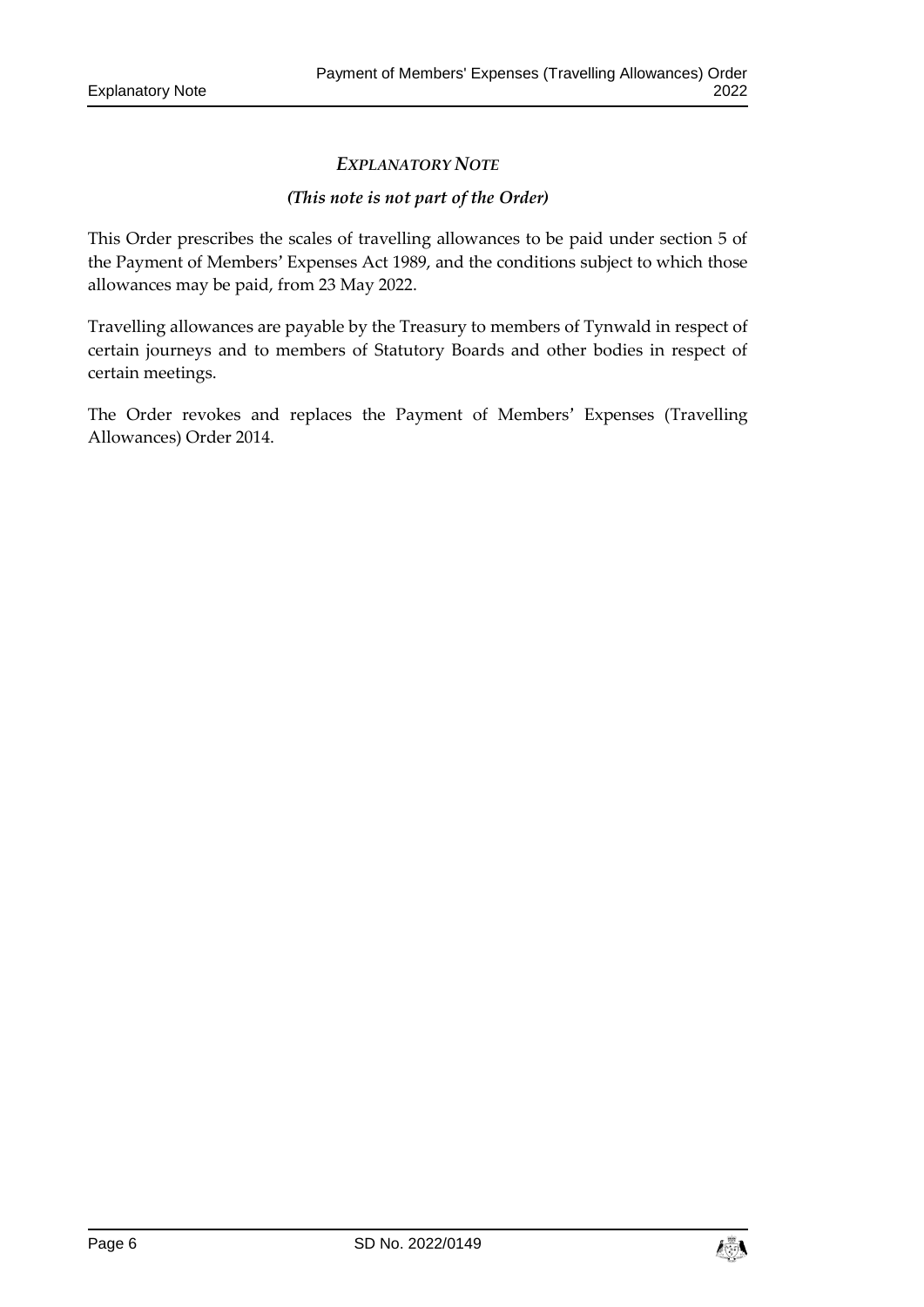## *EXPLANATORY NOTE*

***(This note is not part of the Order)***

This Order prescribes the scales of travelling allowances to be paid under section 5 of the Payment of Members' Expenses Act 1989, and the conditions subject to which those allowances may be paid, from 23 May 2022.

Travelling allowances are payable by the Treasury to members of Tynwald in respect of certain journeys and to members of Statutory Boards and other bodies in respect of certain meetings.

The Order revokes and replaces the Payment of Members' Expenses (Travelling Allowances) Order 2014.